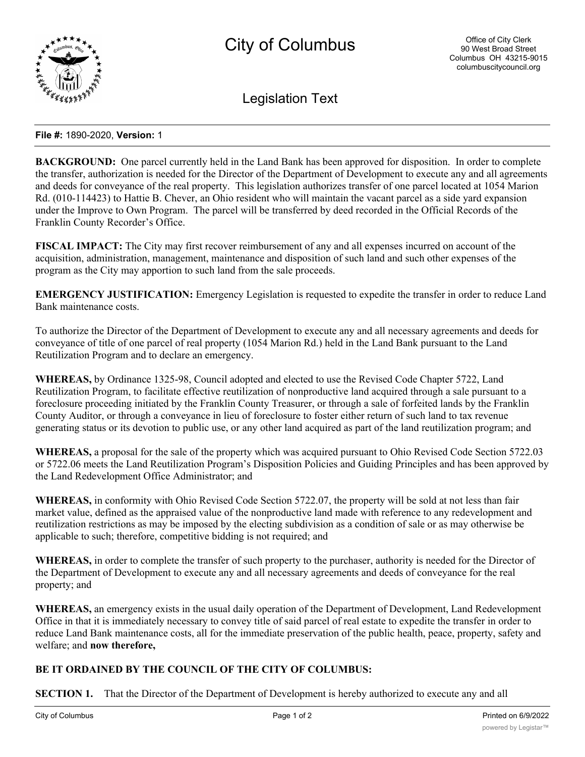# City of Columbus

Office of City Clerk
90 West Broad Street
Columbus OH 43215-9015
columbuscitycouncil.org

## Legislation Text

**File #:** 1890-2020, **Version:** 1

**BACKGROUND:** One parcel currently held in the Land Bank has been approved for disposition. In order to complete the transfer, authorization is needed for the Director of the Department of Development to execute any and all agreements and deeds for conveyance of the real property. This legislation authorizes transfer of one parcel located at 1054 Marion Rd. (010-114423) to Hattie B. Chever, an Ohio resident who will maintain the vacant parcel as a side yard expansion under the Improve to Own Program. The parcel will be transferred by deed recorded in the Official Records of the Franklin County Recorder's Office.

**FISCAL IMPACT:** The City may first recover reimbursement of any and all expenses incurred on account of the acquisition, administration, management, maintenance and disposition of such land and such other expenses of the program as the City may apportion to such land from the sale proceeds.

**EMERGENCY JUSTIFICATION:** Emergency Legislation is requested to expedite the transfer in order to reduce Land Bank maintenance costs.

To authorize the Director of the Department of Development to execute any and all necessary agreements and deeds for conveyance of title of one parcel of real property (1054 Marion Rd.) held in the Land Bank pursuant to the Land Reutilization Program and to declare an emergency.

**WHEREAS,** by Ordinance 1325-98, Council adopted and elected to use the Revised Code Chapter 5722, Land Reutilization Program, to facilitate effective reutilization of nonproductive land acquired through a sale pursuant to a foreclosure proceeding initiated by the Franklin County Treasurer, or through a sale of forfeited lands by the Franklin County Auditor, or through a conveyance in lieu of foreclosure to foster either return of such land to tax revenue generating status or its devotion to public use, or any other land acquired as part of the land reutilization program; and

**WHEREAS,** a proposal for the sale of the property which was acquired pursuant to Ohio Revised Code Section 5722.03 or 5722.06 meets the Land Reutilization Program's Disposition Policies and Guiding Principles and has been approved by the Land Redevelopment Office Administrator; and

**WHEREAS,** in conformity with Ohio Revised Code Section 5722.07, the property will be sold at not less than fair market value, defined as the appraised value of the nonproductive land made with reference to any redevelopment and reutilization restrictions as may be imposed by the electing subdivision as a condition of sale or as may otherwise be applicable to such; therefore, competitive bidding is not required; and

**WHEREAS,** in order to complete the transfer of such property to the purchaser, authority is needed for the Director of the Department of Development to execute any and all necessary agreements and deeds of conveyance for the real property; and

**WHEREAS,** an emergency exists in the usual daily operation of the Department of Development, Land Redevelopment Office in that it is immediately necessary to convey title of said parcel of real estate to expedite the transfer in order to reduce Land Bank maintenance costs, all for the immediate preservation of the public health, peace, property, safety and welfare; and **now therefore,**

**BE IT ORDAINED BY THE COUNCIL OF THE CITY OF COLUMBUS:**

**SECTION 1.** That the Director of the Department of Development is hereby authorized to execute any and all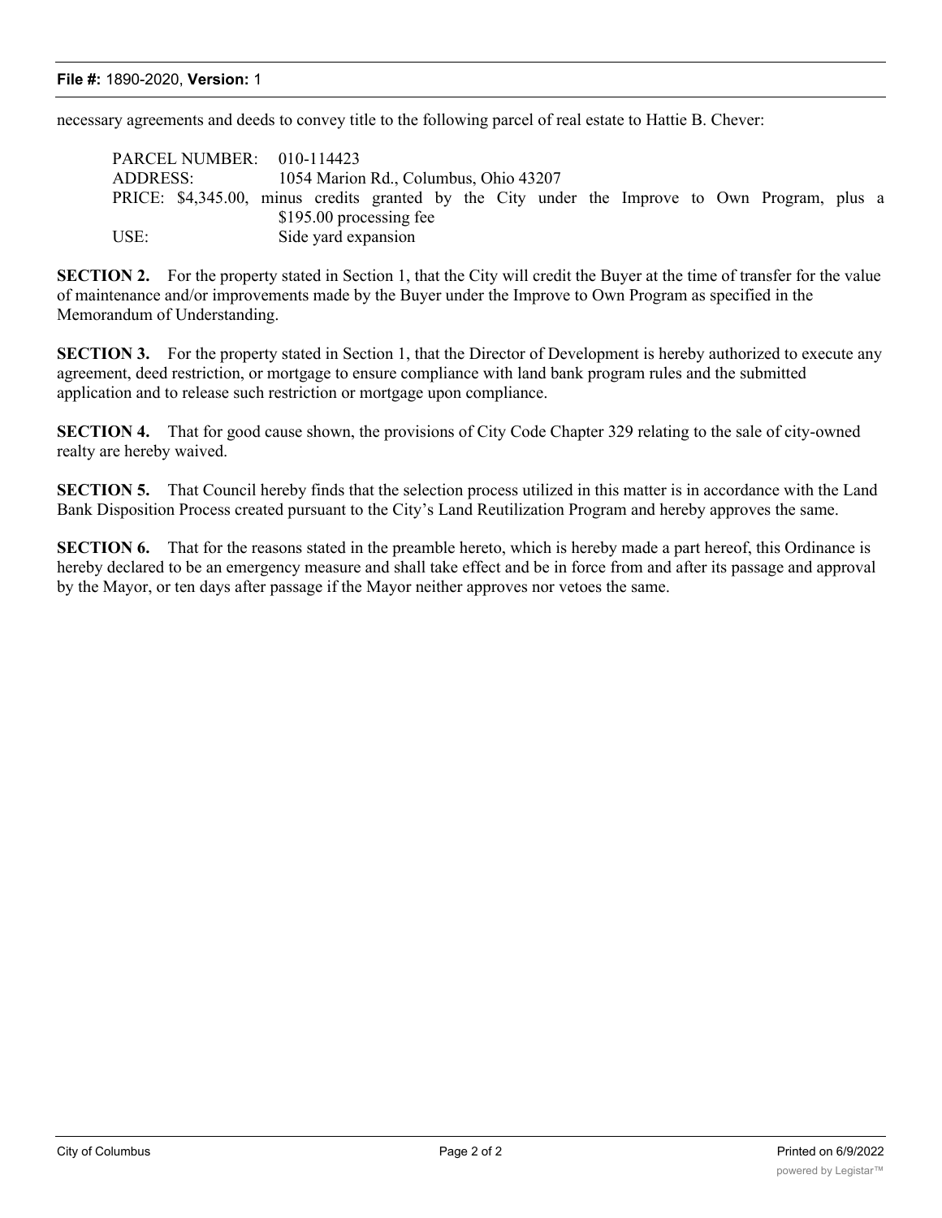necessary agreements and deeds to convey title to the following parcel of real estate to Hattie B. Chever:

PARCEL NUMBER: 010-114423
ADDRESS: 1054 Marion Rd., Columbus, Ohio 43207
PRICE: $4,345.00, minus credits granted by the City under the Improve to Own Program, plus a $195.00 processing fee
USE: Side yard expansion

**SECTION 2.** For the property stated in Section 1, that the City will credit the Buyer at the time of transfer for the value of maintenance and/or improvements made by the Buyer under the Improve to Own Program as specified in the Memorandum of Understanding.

**SECTION 3.** For the property stated in Section 1, that the Director of Development is hereby authorized to execute any agreement, deed restriction, or mortgage to ensure compliance with land bank program rules and the submitted application and to release such restriction or mortgage upon compliance.

**SECTION 4.** That for good cause shown, the provisions of City Code Chapter 329 relating to the sale of city-owned realty are hereby waived.

**SECTION 5.** That Council hereby finds that the selection process utilized in this matter is in accordance with the Land Bank Disposition Process created pursuant to the City's Land Reutilization Program and hereby approves the same.

**SECTION 6.** That for the reasons stated in the preamble hereto, which is hereby made a part hereof, this Ordinance is hereby declared to be an emergency measure and shall take effect and be in force from and after its passage and approval by the Mayor, or ten days after passage if the Mayor neither approves nor vetoes the same.